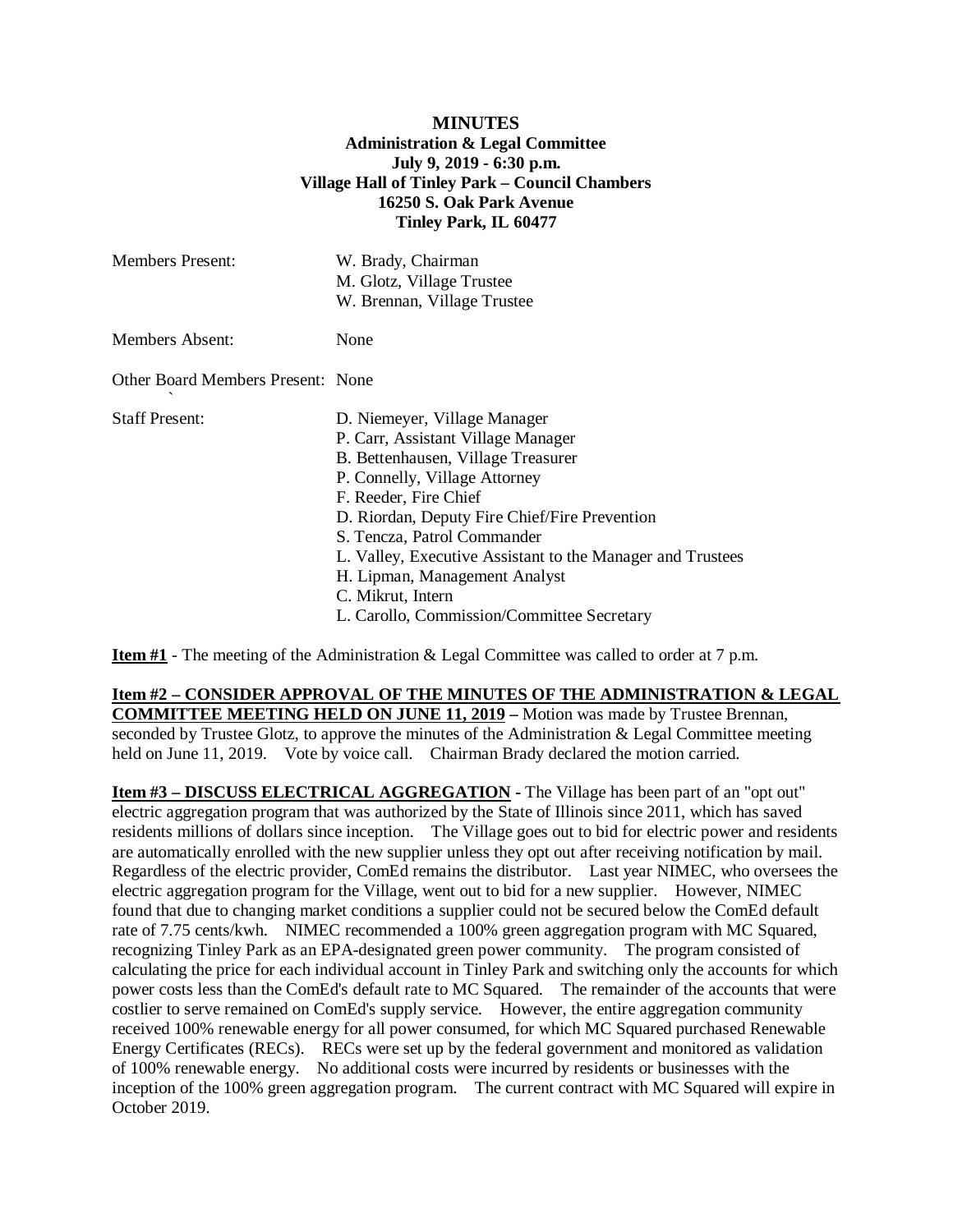# MINUTES

**Administration & Legal Committee**
**July 9, 2019 - 6:30 p.m.**
**Village Hall of Tinley Park – Council Chambers**
**16250 S. Oak Park Avenue**
**Tinley Park, IL 60477**

Members Present: W. Brady, Chairman
M. Glotz, Village Trustee
W. Brennan, Village Trustee

Members Absent: None

Other Board Members Present: None

Staff Present: D. Niemeyer, Village Manager
P. Carr, Assistant Village Manager
B. Bettenhausen, Village Treasurer
P. Connelly, Village Attorney
F. Reeder, Fire Chief
D. Riordan, Deputy Fire Chief/Fire Prevention
S. Tencza, Patrol Commander
L. Valley, Executive Assistant to the Manager and Trustees
H. Lipman, Management Analyst
C. Mikrut, Intern
L. Carollo, Commission/Committee Secretary

**Item #1** - The meeting of the Administration & Legal Committee was called to order at 7 p.m.

**Item #2 – CONSIDER APPROVAL OF THE MINUTES OF THE ADMINISTRATION & LEGAL COMMITTEE MEETING HELD ON JUNE 11, 2019 –** Motion was made by Trustee Brennan, seconded by Trustee Glotz, to approve the minutes of the Administration & Legal Committee meeting held on June 11, 2019. Vote by voice call. Chairman Brady declared the motion carried.

**Item #3 – DISCUSS ELECTRICAL AGGREGATION -** The Village has been part of an "opt out" electric aggregation program that was authorized by the State of Illinois since 2011, which has saved residents millions of dollars since inception. The Village goes out to bid for electric power and residents are automatically enrolled with the new supplier unless they opt out after receiving notification by mail. Regardless of the electric provider, ComEd remains the distributor. Last year NIMEC, who oversees the electric aggregation program for the Village, went out to bid for a new supplier. However, NIMEC found that due to changing market conditions a supplier could not be secured below the ComEd default rate of 7.75 cents/kwh. NIMEC recommended a 100% green aggregation program with MC Squared, recognizing Tinley Park as an EPA-designated green power community. The program consisted of calculating the price for each individual account in Tinley Park and switching only the accounts for which power costs less than the ComEd's default rate to MC Squared. The remainder of the accounts that were costlier to serve remained on ComEd's supply service. However, the entire aggregation community received 100% renewable energy for all power consumed, for which MC Squared purchased Renewable Energy Certificates (RECs). RECs were set up by the federal government and monitored as validation of 100% renewable energy. No additional costs were incurred by residents or businesses with the inception of the 100% green aggregation program. The current contract with MC Squared will expire in October 2019.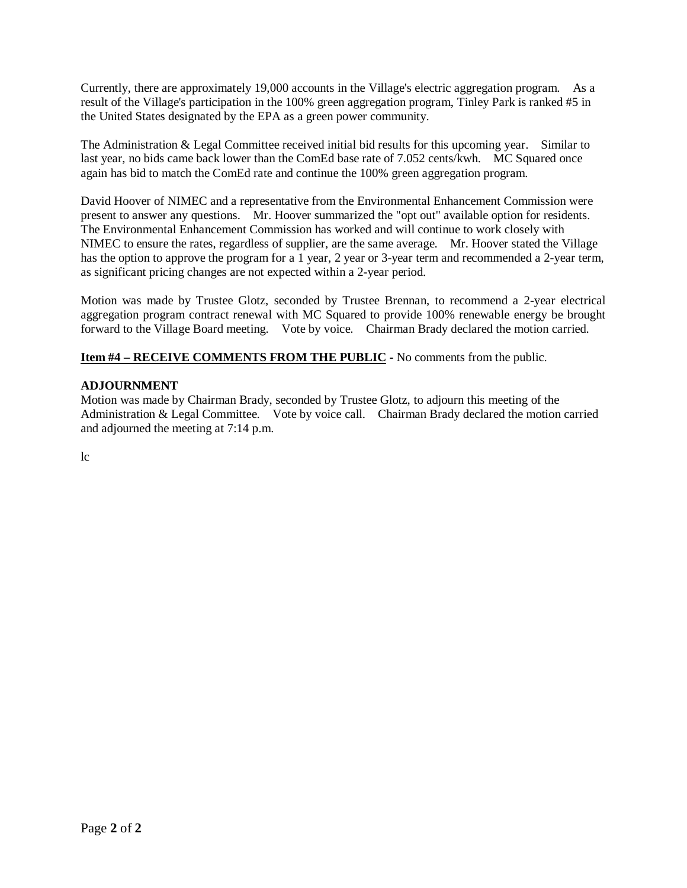Currently, there are approximately 19,000 accounts in the Village's electric aggregation program. As a result of the Village's participation in the 100% green aggregation program, Tinley Park is ranked #5 in the United States designated by the EPA as a green power community.

The Administration & Legal Committee received initial bid results for this upcoming year. Similar to last year, no bids came back lower than the ComEd base rate of 7.052 cents/kwh. MC Squared once again has bid to match the ComEd rate and continue the 100% green aggregation program.

David Hoover of NIMEC and a representative from the Environmental Enhancement Commission were present to answer any questions. Mr. Hoover summarized the "opt out" available option for residents. The Environmental Enhancement Commission has worked and will continue to work closely with NIMEC to ensure the rates, regardless of supplier, are the same average. Mr. Hoover stated the Village has the option to approve the program for a 1 year, 2 year or 3-year term and recommended a 2-year term, as significant pricing changes are not expected within a 2-year period.

Motion was made by Trustee Glotz, seconded by Trustee Brennan, to recommend a 2-year electrical aggregation program contract renewal with MC Squared to provide 100% renewable energy be brought forward to the Village Board meeting. Vote by voice. Chairman Brady declared the motion carried.

**Item #4 – RECEIVE COMMENTS FROM THE PUBLIC** - No comments from the public.

**ADJOURNMENT**

Motion was made by Chairman Brady, seconded by Trustee Glotz, to adjourn this meeting of the Administration & Legal Committee. Vote by voice call. Chairman Brady declared the motion carried and adjourned the meeting at 7:14 p.m.

lc